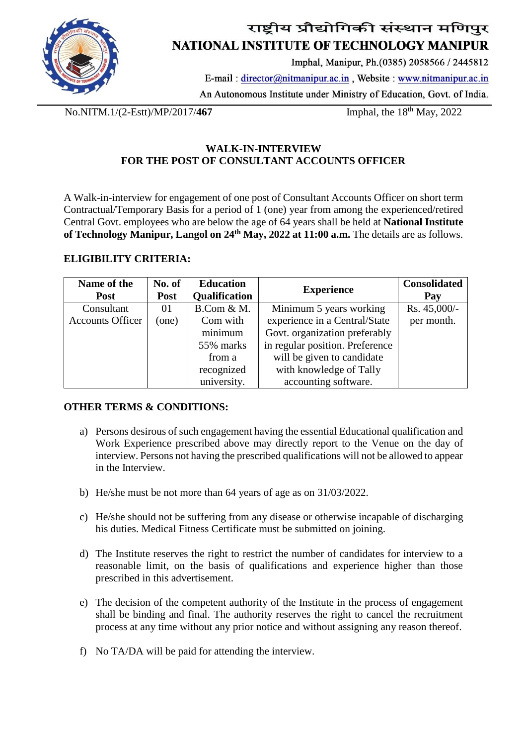# राष्ट्रीय प्रौद्योगिकी संस्थान मणिपुर

# NATIONAL INSTITUTE OF TECHNOLOGY MANIPUR

Imphal, Manipur, Ph.(0385) 2058566 / 2445812

E-mail : director@nitmanipur.ac.in , Website : www.nitmanipur.ac.in

An Autonomous Institute under Ministry of Education, Govt. of India.

No.NITM.1/(2-Estt)/MP/2017/**467** Imphal, the 18th May, 2022

## WALK-IN-INTERVIEW
## FOR THE POST OF CONSULTANT ACCOUNTS OFFICER

A Walk-in-interview for engagement of one post of Consultant Accounts Officer on short term Contractual/Temporary Basis for a period of 1 (one) year from among the experienced/retired Central Govt. employees who are below the age of 64 years shall be held at **National Institute of Technology Manipur, Langol on 24th May, 2022 at 11:00 a.m.** The details are as follows.

### ELIGIBILITY CRITERIA:

| Name of the Post | No. of Post | Education Qualification | Experience | Consolidated Pay |
|---|---|---|---|---|
| Consultant Accounts Officer | 01 (one) | B.Com & M. Com with minimum 55% marks from a recognized university. | Minimum 5 years working experience in a Central/State Govt. organization preferably in regular position. Preference will be given to candidate with knowledge of Tally accounting software. | Rs. 45,000/- per month. |

### OTHER TERMS & CONDITIONS:

a) Persons desirous of such engagement having the essential Educational qualification and Work Experience prescribed above may directly report to the Venue on the day of interview. Persons not having the prescribed qualifications will not be allowed to appear in the Interview.

b) He/she must be not more than 64 years of age as on 31/03/2022.

c) He/she should not be suffering from any disease or otherwise incapable of discharging his duties. Medical Fitness Certificate must be submitted on joining.

d) The Institute reserves the right to restrict the number of candidates for interview to a reasonable limit, on the basis of qualifications and experience higher than those prescribed in this advertisement.

e) The decision of the competent authority of the Institute in the process of engagement shall be binding and final. The authority reserves the right to cancel the recruitment process at any time without any prior notice and without assigning any reason thereof.

f) No TA/DA will be paid for attending the interview.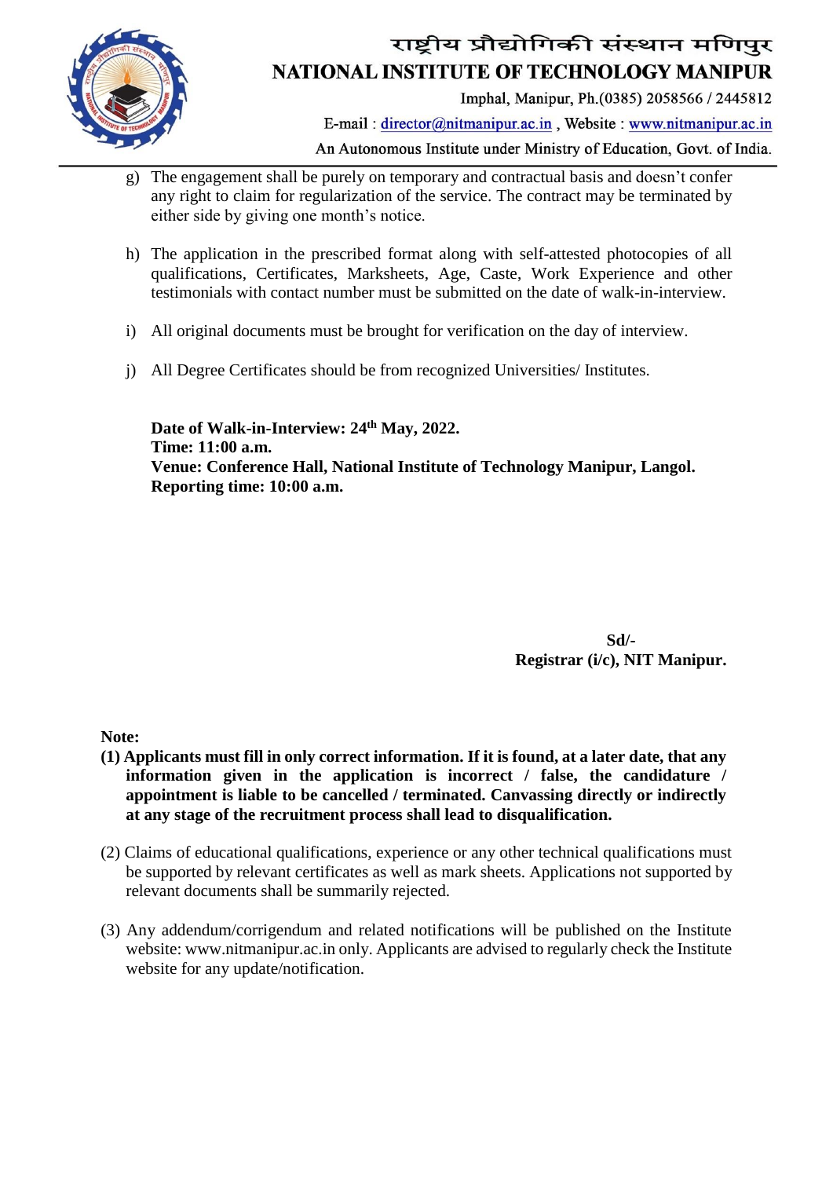g) The engagement shall be purely on temporary and contractual basis and doesn't confer any right to claim for regularization of the service. The contract may be terminated by either side by giving one month's notice.

h) The application in the prescribed format along with self-attested photocopies of all qualifications, Certificates, Marksheets, Age, Caste, Work Experience and other testimonials with contact number must be submitted on the date of walk-in-interview.

i) All original documents must be brought for verification on the day of interview.

j) All Degree Certificates should be from recognized Universities/ Institutes.

**Date of Walk-in-Interview: 24th May, 2022.**
**Time: 11:00 a.m.**
**Venue: Conference Hall, National Institute of Technology Manipur, Langol.**
**Reporting time: 10:00 a.m.**

**Sd/-**
**Registrar (i/c), NIT Manipur.**

**Note:**

**(1) Applicants must fill in only correct information. If it is found, at a later date, that any information given in the application is incorrect / false, the candidature / appointment is liable to be cancelled / terminated. Canvassing directly or indirectly at any stage of the recruitment process shall lead to disqualification.**

(2) Claims of educational qualifications, experience or any other technical qualifications must be supported by relevant certificates as well as mark sheets. Applications not supported by relevant documents shall be summarily rejected.

(3) Any addendum/corrigendum and related notifications will be published on the Institute website: www.nitmanipur.ac.in only. Applicants are advised to regularly check the Institute website for any update/notification.